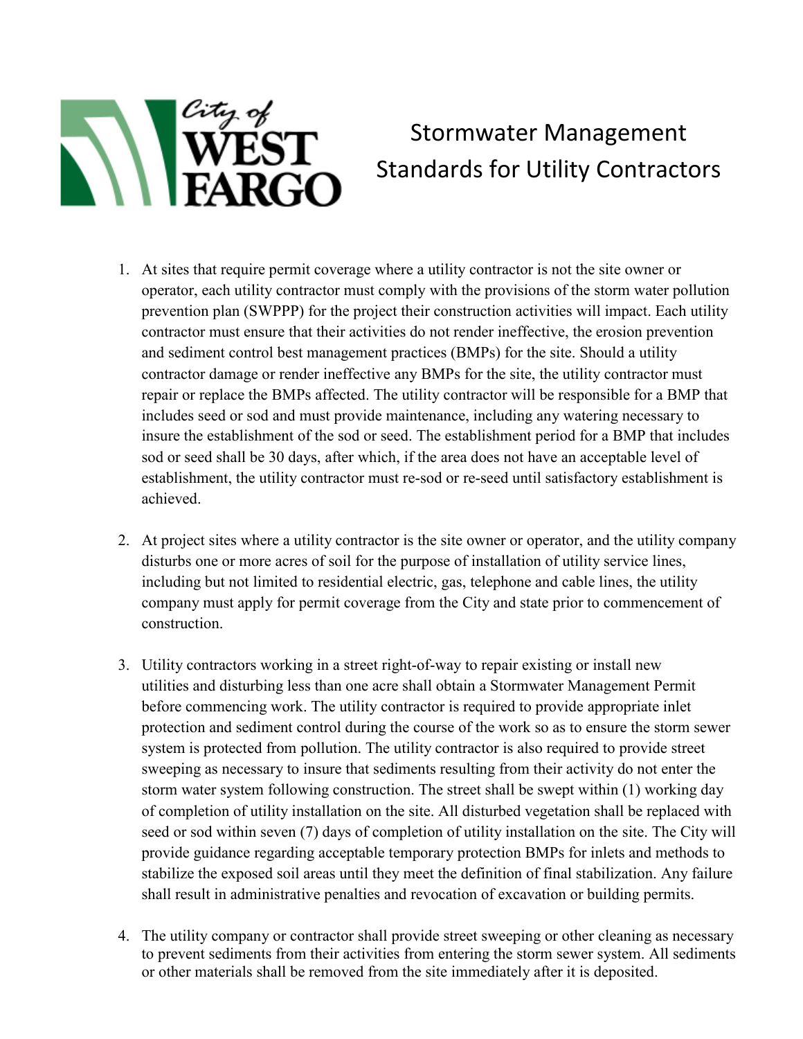City of WEST FARGO

# Stormwater Management Standards for Utility Contractors

1. At sites that require permit coverage where a utility contractor is not the site owner or operator, each utility contractor must comply with the provisions of the storm water pollution prevention plan (SWPPP) for the project their construction activities will impact. Each utility contractor must ensure that their activities do not render ineffective, the erosion prevention and sediment control best management practices (BMPs) for the site. Should a utility contractor damage or render ineffective any BMPs for the site, the utility contractor must repair or replace the BMPs affected. The utility contractor will be responsible for a BMP that includes seed or sod and must provide maintenance, including any watering necessary to insure the establishment of the sod or seed. The establishment period for a BMP that includes sod or seed shall be 30 days, after which, if the area does not have an acceptable level of establishment, the utility contractor must re-sod or re-seed until satisfactory establishment is achieved.

2. At project sites where a utility contractor is the site owner or operator, and the utility company disturbs one or more acres of soil for the purpose of installation of utility service lines, including but not limited to residential electric, gas, telephone and cable lines, the utility company must apply for permit coverage from the City and state prior to commencement of construction.

3. Utility contractors working in a street right-of-way to repair existing or install new utilities and disturbing less than one acre shall obtain a Stormwater Management Permit before commencing work. The utility contractor is required to provide appropriate inlet protection and sediment control during the course of the work so as to ensure the storm sewer system is protected from pollution. The utility contractor is also required to provide street sweeping as necessary to insure that sediments resulting from their activity do not enter the storm water system following construction. The street shall be swept within (1) working day of completion of utility installation on the site. All disturbed vegetation shall be replaced with seed or sod within seven (7) days of completion of utility installation on the site. The City will provide guidance regarding acceptable temporary protection BMPs for inlets and methods to stabilize the exposed soil areas until they meet the definition of final stabilization. Any failure shall result in administrative penalties and revocation of excavation or building permits.

4. The utility company or contractor shall provide street sweeping or other cleaning as necessary to prevent sediments from their activities from entering the storm sewer system. All sediments or other materials shall be removed from the site immediately after it is deposited.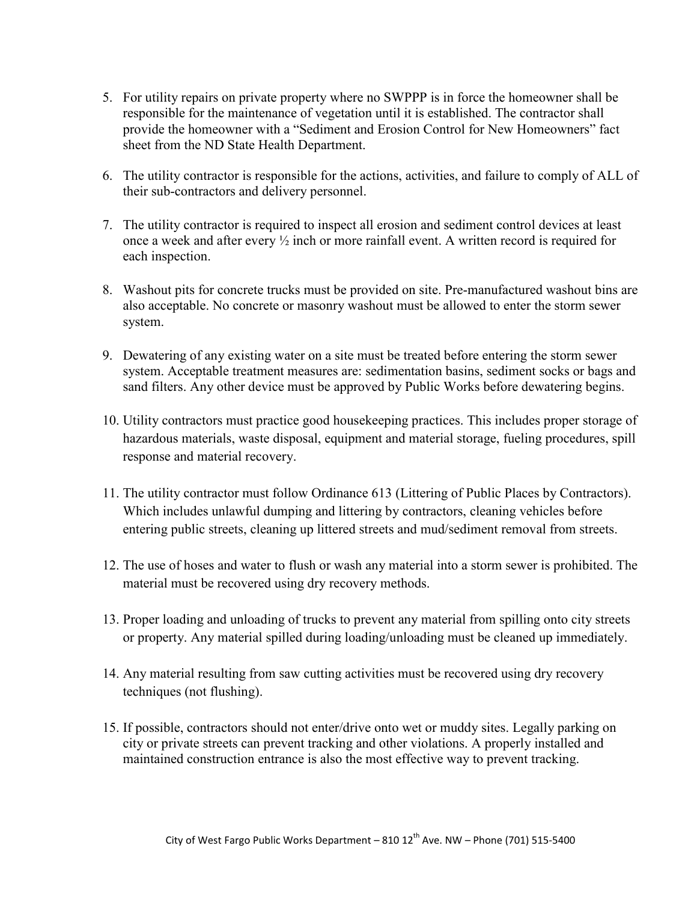5. For utility repairs on private property where no SWPPP is in force the homeowner shall be responsible for the maintenance of vegetation until it is established. The contractor shall provide the homeowner with a "Sediment and Erosion Control for New Homeowners" fact sheet from the ND State Health Department.

6. The utility contractor is responsible for the actions, activities, and failure to comply of ALL of their sub-contractors and delivery personnel.

7. The utility contractor is required to inspect all erosion and sediment control devices at least once a week and after every ½ inch or more rainfall event. A written record is required for each inspection.

8. Washout pits for concrete trucks must be provided on site. Pre-manufactured washout bins are also acceptable. No concrete or masonry washout must be allowed to enter the storm sewer system.

9. Dewatering of any existing water on a site must be treated before entering the storm sewer system. Acceptable treatment measures are: sedimentation basins, sediment socks or bags and sand filters. Any other device must be approved by Public Works before dewatering begins.

10. Utility contractors must practice good housekeeping practices. This includes proper storage of hazardous materials, waste disposal, equipment and material storage, fueling procedures, spill response and material recovery.

11. The utility contractor must follow Ordinance 613 (Littering of Public Places by Contractors). Which includes unlawful dumping and littering by contractors, cleaning vehicles before entering public streets, cleaning up littered streets and mud/sediment removal from streets.

12. The use of hoses and water to flush or wash any material into a storm sewer is prohibited. The material must be recovered using dry recovery methods.

13. Proper loading and unloading of trucks to prevent any material from spilling onto city streets or property. Any material spilled during loading/unloading must be cleaned up immediately.

14. Any material resulting from saw cutting activities must be recovered using dry recovery techniques (not flushing).

15. If possible, contractors should not enter/drive onto wet or muddy sites. Legally parking on city or private streets can prevent tracking and other violations. A properly installed and maintained construction entrance is also the most effective way to prevent tracking.